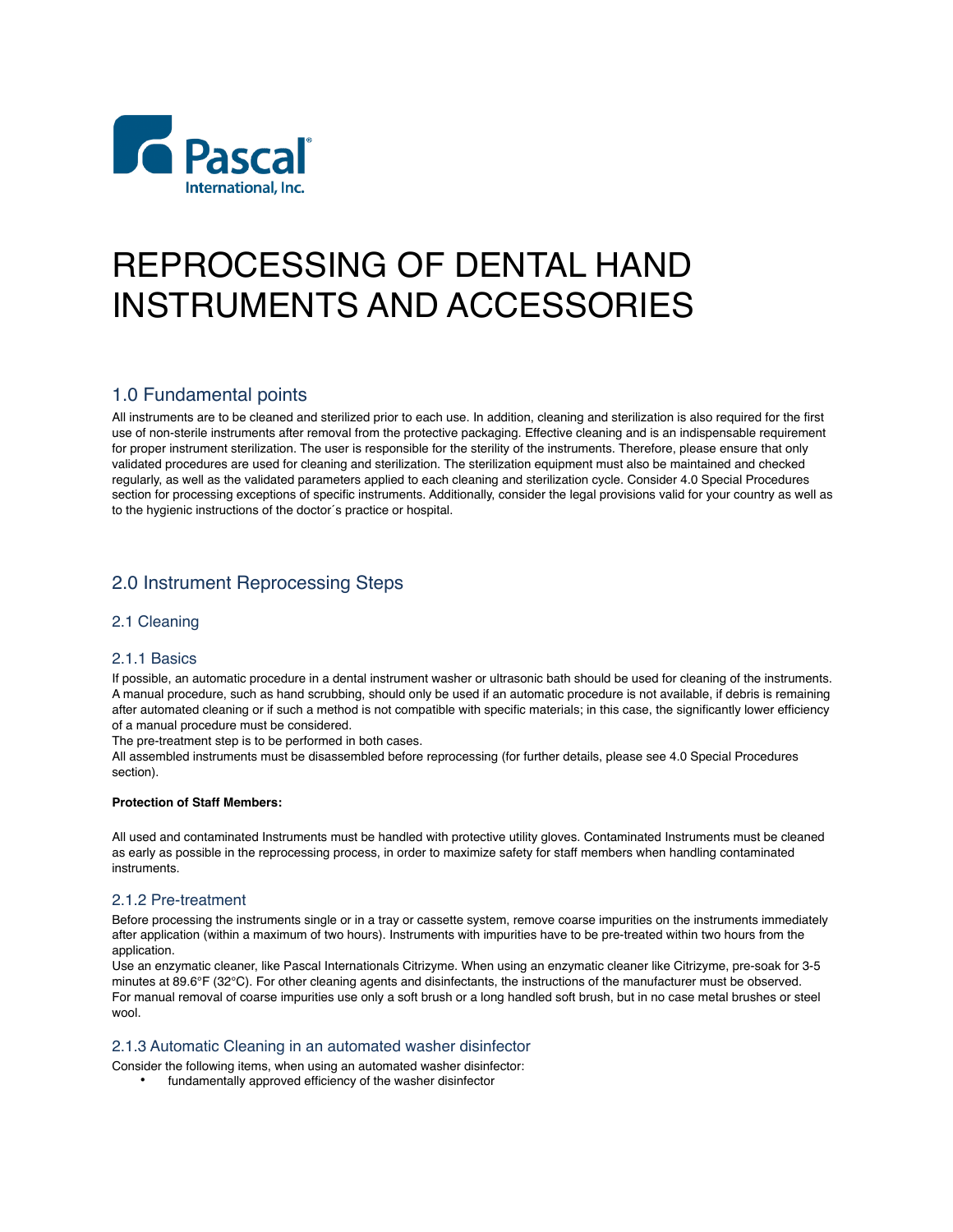Pascal International, Inc.

# REPROCESSING OF DENTAL HAND INSTRUMENTS AND ACCESSORIES

## 1.0 Fundamental points

All instruments are to be cleaned and sterilized prior to each use. In addition, cleaning and sterilization is also required for the first use of non-sterile instruments after removal from the protective packaging. Effective cleaning and is an indispensable requirement for proper instrument sterilization. The user is responsible for the sterility of the instruments. Therefore, please ensure that only validated procedures are used for cleaning and sterilization. The sterilization equipment must also be maintained and checked regularly, as well as the validated parameters applied to each cleaning and sterilization cycle. Consider 4.0 Special Procedures section for processing exceptions of specific instruments. Additionally, consider the legal provisions valid for your country as well as to the hygienic instructions of the doctor´s practice or hospital.

## 2.0 Instrument Reprocessing Steps

### 2.1 Cleaning

#### 2.1.1 Basics

If possible, an automatic procedure in a dental instrument washer or ultrasonic bath should be used for cleaning of the instruments. A manual procedure, such as hand scrubbing, should only be used if an automatic procedure is not available, if debris is remaining after automated cleaning or if such a method is not compatible with specific materials; in this case, the significantly lower efficiency of a manual procedure must be considered.
The pre-treatment step is to be performed in both cases.
All assembled instruments must be disassembled before reprocessing (for further details, please see 4.0 Special Procedures section).

**Protection of Staff Members:**

All used and contaminated Instruments must be handled with protective utility gloves. Contaminated Instruments must be cleaned as early as possible in the reprocessing process, in order to maximize safety for staff members when handling contaminated instruments.

#### 2.1.2 Pre-treatment

Before processing the instruments single or in a tray or cassette system, remove coarse impurities on the instruments immediately after application (within a maximum of two hours). Instruments with impurities have to be pre-treated within two hours from the application.
Use an enzymatic cleaner, like Pascal Internationals Citrizyme. When using an enzymatic cleaner like Citrizyme, pre-soak for 3-5 minutes at 89.6°F (32°C). For other cleaning agents and disinfectants, the instructions of the manufacturer must be observed.
For manual removal of coarse impurities use only a soft brush or a long handled soft brush, but in no case metal brushes or steel wool.

#### 2.1.3 Automatic Cleaning in an automated washer disinfector

Consider the following items, when using an automated washer disinfector:

- fundamentally approved efficiency of the washer disinfector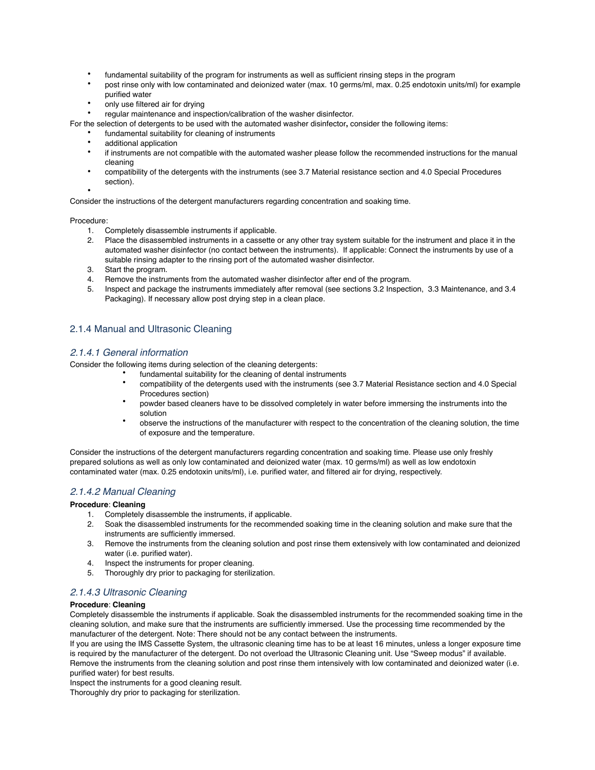- fundamental suitability of the program for instruments as well as sufficient rinsing steps in the program
- post rinse only with low contaminated and deionized water (max. 10 germs/ml, max. 0.25 endotoxin units/ml) for example purified water
- only use filtered air for drying
- regular maintenance and inspection/calibration of the washer disinfector.

For the selection of detergents to be used with the automated washer disinfector**,** consider the following items:

- fundamental suitability for cleaning of instruments
- additional application
- if instruments are not compatible with the automated washer please follow the recommended instructions for the manual cleaning
- compatibility of the detergents with the instruments (see 3.7 Material resistance section and 4.0 Special Procedures section).
-

Consider the instructions of the detergent manufacturers regarding concentration and soaking time.

Procedure:

1. Completely disassemble instruments if applicable.
2. Place the disassembled instruments in a cassette or any other tray system suitable for the instrument and place it in the automated washer disinfector (no contact between the instruments). If applicable: Connect the instruments by use of a suitable rinsing adapter to the rinsing port of the automated washer disinfector.
3. Start the program.
4. Remove the instruments from the automated washer disinfector after end of the program.
5. Inspect and package the instruments immediately after removal (see sections 3.2 Inspection, 3.3 Maintenance, and 3.4 Packaging). If necessary allow post drying step in a clean place.

## 2.1.4 Manual and Ultrasonic Cleaning

### *2.1.4.1 General information*

Consider the following items during selection of the cleaning detergents:

- fundamental suitability for the cleaning of dental instruments
- compatibility of the detergents used with the instruments (see 3.7 Material Resistance section and 4.0 Special Procedures section)
- powder based cleaners have to be dissolved completely in water before immersing the instruments into the solution
- observe the instructions of the manufacturer with respect to the concentration of the cleaning solution, the time of exposure and the temperature.

Consider the instructions of the detergent manufacturers regarding concentration and soaking time. Please use only freshly prepared solutions as well as only low contaminated and deionized water (max. 10 germs/ml) as well as low endotoxin contaminated water (max. 0.25 endotoxin units/ml), i.e. purified water, and filtered air for drying, respectively.

### *2.1.4.2 Manual Cleaning*

**Procedure**: **Cleaning**

1. Completely disassemble the instruments, if applicable.
2. Soak the disassembled instruments for the recommended soaking time in the cleaning solution and make sure that the instruments are sufficiently immersed.
3. Remove the instruments from the cleaning solution and post rinse them extensively with low contaminated and deionized water (i.e. purified water).
4. Inspect the instruments for proper cleaning.
5. Thoroughly dry prior to packaging for sterilization.

### *2.1.4.3 Ultrasonic Cleaning*

**Procedure**: **Cleaning**

Completely disassemble the instruments if applicable. Soak the disassembled instruments for the recommended soaking time in the cleaning solution, and make sure that the instruments are sufficiently immersed. Use the processing time recommended by the manufacturer of the detergent. Note: There should not be any contact between the instruments.

If you are using the IMS Cassette System, the ultrasonic cleaning time has to be at least 16 minutes, unless a longer exposure time is required by the manufacturer of the detergent. Do not overload the Ultrasonic Cleaning unit. Use "Sweep modus" if available.

Remove the instruments from the cleaning solution and post rinse them intensively with low contaminated and deionized water (i.e. purified water) for best results.

Inspect the instruments for a good cleaning result.

Thoroughly dry prior to packaging for sterilization.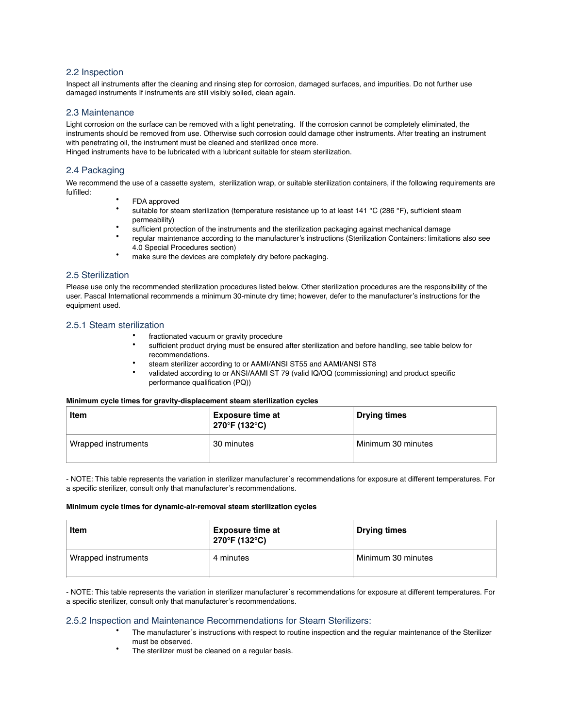## 2.2 Inspection

Inspect all instruments after the cleaning and rinsing step for corrosion, damaged surfaces, and impurities. Do not further use damaged instruments If instruments are still visibly soiled, clean again.

## 2.3 Maintenance

Light corrosion on the surface can be removed with a light penetrating.  If the corrosion cannot be completely eliminated, the instruments should be removed from use. Otherwise such corrosion could damage other instruments. After treating an instrument with penetrating oil, the instrument must be cleaned and sterilized once more.
Hinged instruments have to be lubricated with a lubricant suitable for steam sterilization.

## 2.4 Packaging

We recommend the use of a cassette system,  sterilization wrap, or suitable sterilization containers, if the following requirements are fulfilled:

- FDA approved
- suitable for steam sterilization (temperature resistance up to at least 141 °C (286 °F), sufficient steam permeability)
- sufficient protection of the instruments and the sterilization packaging against mechanical damage
- regular maintenance according to the manufacturer's instructions (Sterilization Containers: limitations also see 4.0 Special Procedures section)
- make sure the devices are completely dry before packaging.

## 2.5 Sterilization

Please use only the recommended sterilization procedures listed below. Other sterilization procedures are the responsibility of the user. Pascal International recommends a minimum 30-minute dry time; however, defer to the manufacturer's instructions for the equipment used.

### 2.5.1 Steam sterilization

- fractionated vacuum or gravity procedure
- sufficient product drying must be ensured after sterilization and before handling, see table below for recommendations.
- steam sterilizer according to or AAMI/ANSI ST55 and AAMI/ANSI ST8
- validated according to or ANSI/AAMI ST 79 (valid IQ/OQ (commissioning) and product specific performance qualification (PQ))

**Minimum cycle times for gravity-displacement steam sterilization cycles**

| Item | Exposure time at 270°F (132°C) | Drying times |
|---|---|---|
| Wrapped instruments | 30 minutes | Minimum 30 minutes |

- NOTE: This table represents the variation in sterilizer manufacturer´s recommendations for exposure at different temperatures. For a specific sterilizer, consult only that manufacturer's recommendations.

**Minimum cycle times for dynamic-air-removal steam sterilization cycles**

| Item | Exposure time at 270°F (132°C) | Drying times |
|---|---|---|
| Wrapped instruments | 4 minutes | Minimum 30 minutes |

- NOTE: This table represents the variation in sterilizer manufacturer´s recommendations for exposure at different temperatures. For a specific sterilizer, consult only that manufacturer's recommendations.

### 2.5.2 Inspection and Maintenance Recommendations for Steam Sterilizers:

- The manufacturer´s instructions with respect to routine inspection and the regular maintenance of the Sterilizer must be observed.
- The sterilizer must be cleaned on a regular basis.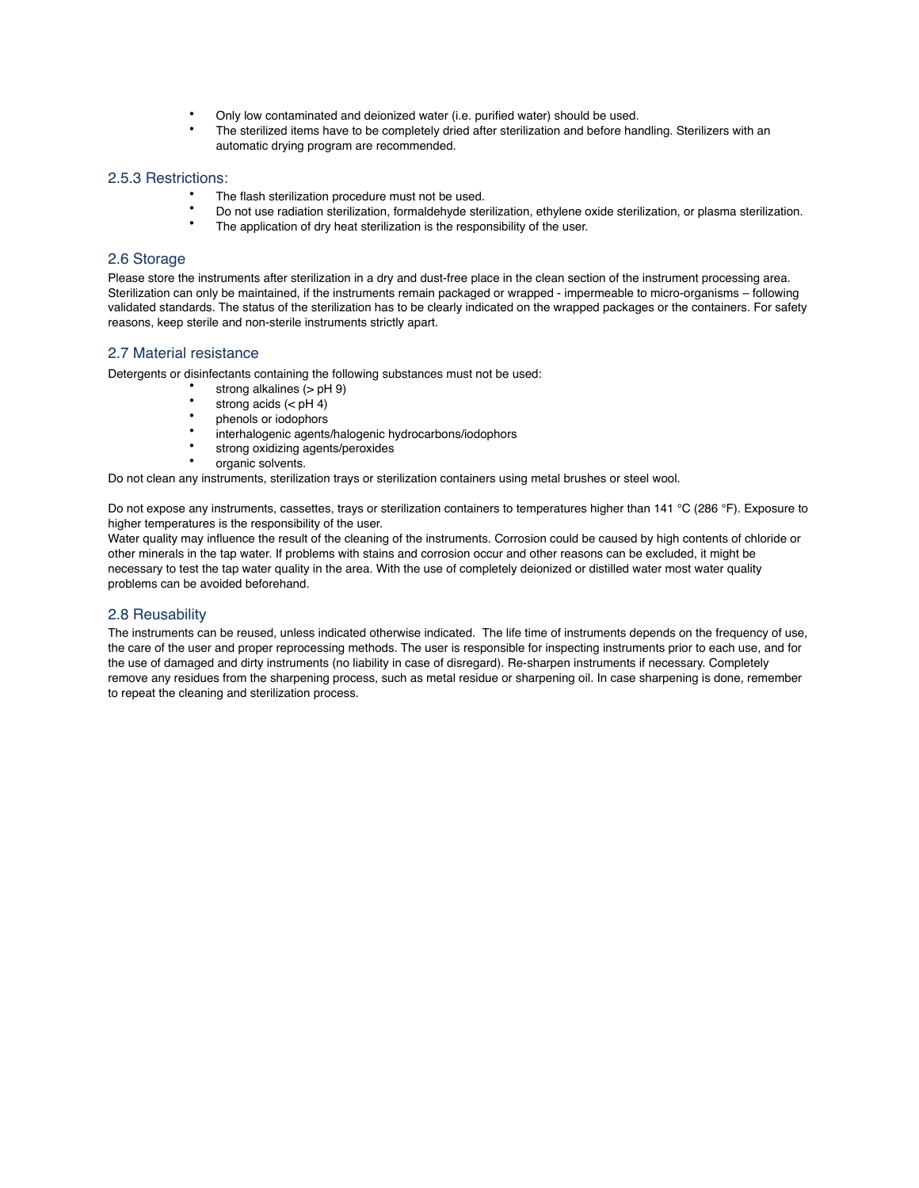- Only low contaminated and deionized water (i.e. purified water) should be used.
- The sterilized items have to be completely dried after sterilization and before handling. Sterilizers with an automatic drying program are recommended.

### 2.5.3 Restrictions:

- The flash sterilization procedure must not be used.
- Do not use radiation sterilization, formaldehyde sterilization, ethylene oxide sterilization, or plasma sterilization.
- The application of dry heat sterilization is the responsibility of the user.

## 2.6 Storage

Please store the instruments after sterilization in a dry and dust-free place in the clean section of the instrument processing area. Sterilization can only be maintained, if the instruments remain packaged or wrapped - impermeable to micro-organisms – following validated standards. The status of the sterilization has to be clearly indicated on the wrapped packages or the containers. For safety reasons, keep sterile and non-sterile instruments strictly apart.

## 2.7 Material resistance

Detergents or disinfectants containing the following substances must not be used:

- strong alkalines (> pH 9)
- strong acids (< pH 4)
- phenols or iodophors
- interhalogenic agents/halogenic hydrocarbons/iodophors
- strong oxidizing agents/peroxides
- organic solvents.

Do not clean any instruments, sterilization trays or sterilization containers using metal brushes or steel wool.

Do not expose any instruments, cassettes, trays or sterilization containers to temperatures higher than 141 °C (286 °F). Exposure to higher temperatures is the responsibility of the user.
Water quality may influence the result of the cleaning of the instruments. Corrosion could be caused by high contents of chloride or other minerals in the tap water. If problems with stains and corrosion occur and other reasons can be excluded, it might be necessary to test the tap water quality in the area. With the use of completely deionized or distilled water most water quality problems can be avoided beforehand.

## 2.8 Reusability

The instruments can be reused, unless indicated otherwise indicated. The life time of instruments depends on the frequency of use, the care of the user and proper reprocessing methods. The user is responsible for inspecting instruments prior to each use, and for the use of damaged and dirty instruments (no liability in case of disregard). Re-sharpen instruments if necessary. Completely remove any residues from the sharpening process, such as metal residue or sharpening oil. In case sharpening is done, remember to repeat the cleaning and sterilization process.